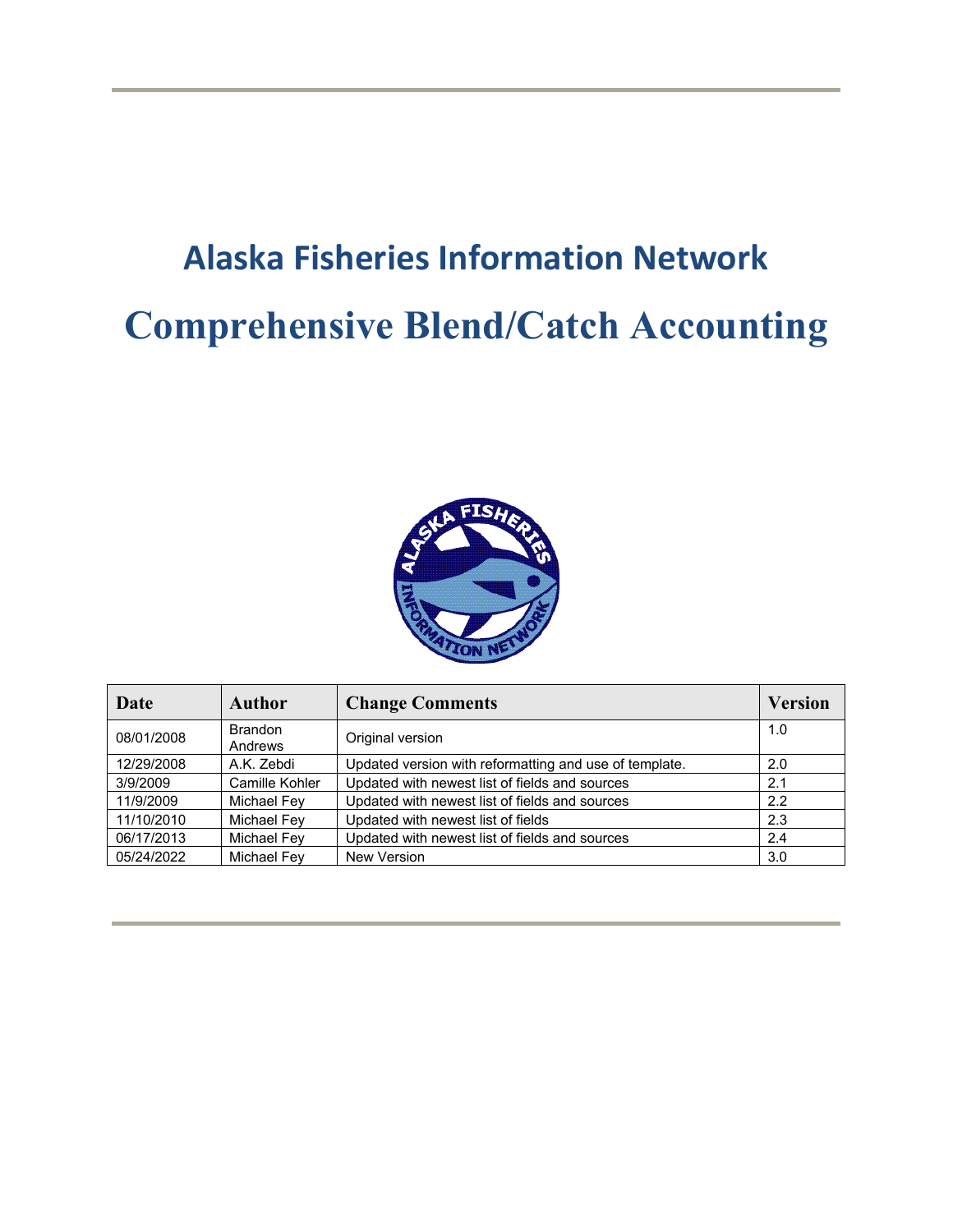# Alaska Fisheries Information Network

# Comprehensive Blend/Catch Accounting

| Date | Author | Change Comments | Version |
| --- | --- | --- | --- |
| 08/01/2008 | Brandon Andrews | Original version | 1.0 |
| 12/29/2008 | A.K. Zebdi | Updated version with reformatting and use of template. | 2.0 |
| 3/9/2009 | Camille Kohler | Updated with newest list of fields and sources | 2.1 |
| 11/9/2009 | Michael Fey | Updated with newest list of fields and sources | 2.2 |
| 11/10/2010 | Michael Fey | Updated with newest list of fields | 2.3 |
| 06/17/2013 | Michael Fey | Updated with newest list of fields and sources | 2.4 |
| 05/24/2022 | Michael Fey | New Version | 3.0 |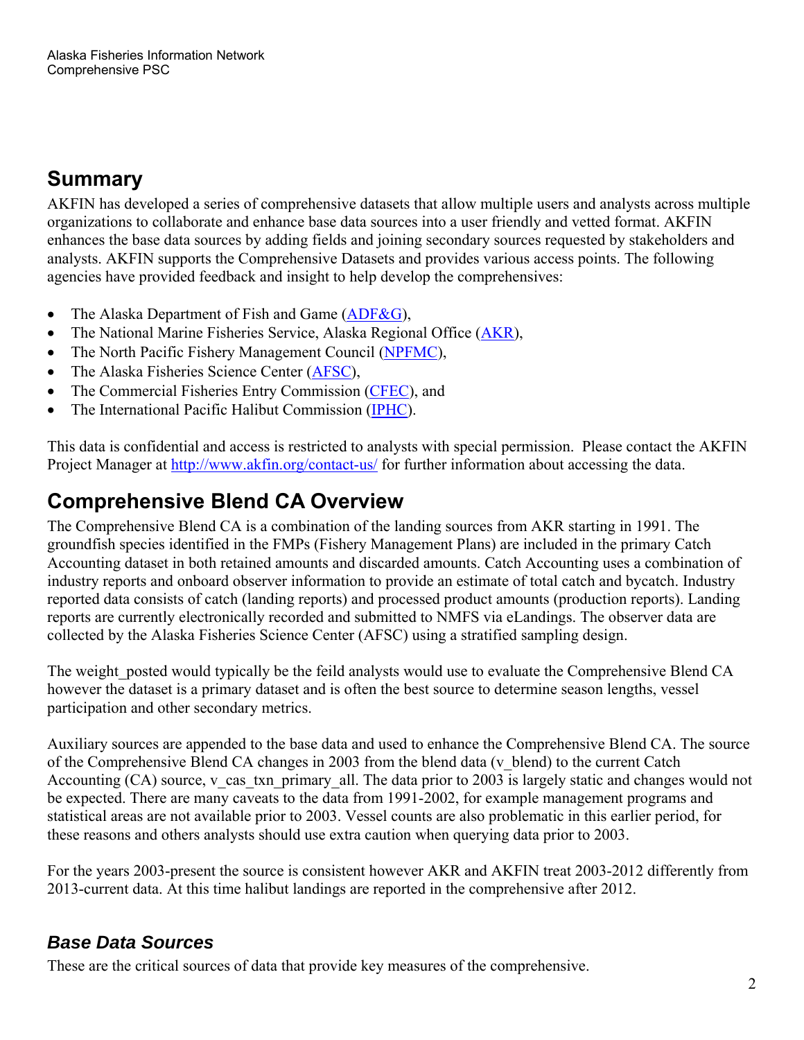## Summary

AKFIN has developed a series of comprehensive datasets that allow multiple users and analysts across multiple organizations to collaborate and enhance base data sources into a user friendly and vetted format. AKFIN enhances the base data sources by adding fields and joining secondary sources requested by stakeholders and analysts. AKFIN supports the Comprehensive Datasets and provides various access points. The following agencies have provided feedback and insight to help develop the comprehensives:

- The Alaska Department of Fish and Game (ADF&G),
- The National Marine Fisheries Service, Alaska Regional Office (AKR),
- The North Pacific Fishery Management Council (NPFMC),
- The Alaska Fisheries Science Center (AFSC),
- The Commercial Fisheries Entry Commission (CFEC), and
- The International Pacific Halibut Commission (IPHC).

This data is confidential and access is restricted to analysts with special permission. Please contact the AKFIN Project Manager at http://www.akfin.org/contact-us/ for further information about accessing the data.

## Comprehensive Blend CA Overview

The Comprehensive Blend CA is a combination of the landing sources from AKR starting in 1991. The groundfish species identified in the FMPs (Fishery Management Plans) are included in the primary Catch Accounting dataset in both retained amounts and discarded amounts. Catch Accounting uses a combination of industry reports and onboard observer information to provide an estimate of total catch and bycatch. Industry reported data consists of catch (landing reports) and processed product amounts (production reports). Landing reports are currently electronically recorded and submitted to NMFS via eLandings. The observer data are collected by the Alaska Fisheries Science Center (AFSC) using a stratified sampling design.

The weight_posted would typically be the feild analysts would use to evaluate the Comprehensive Blend CA however the dataset is a primary dataset and is often the best source to determine season lengths, vessel participation and other secondary metrics.

Auxiliary sources are appended to the base data and used to enhance the Comprehensive Blend CA. The source of the Comprehensive Blend CA changes in 2003 from the blend data (v_blend) to the current Catch Accounting (CA) source, v_cas_txn_primary_all. The data prior to 2003 is largely static and changes would not be expected. There are many caveats to the data from 1991-2002, for example management programs and statistical areas are not available prior to 2003. Vessel counts are also problematic in this earlier period, for these reasons and others analysts should use extra caution when querying data prior to 2003.

For the years 2003-present the source is consistent however AKR and AKFIN treat 2003-2012 differently from 2013-current data. At this time halibut landings are reported in the comprehensive after 2012.

### *Base Data Sources*

These are the critical sources of data that provide key measures of the comprehensive.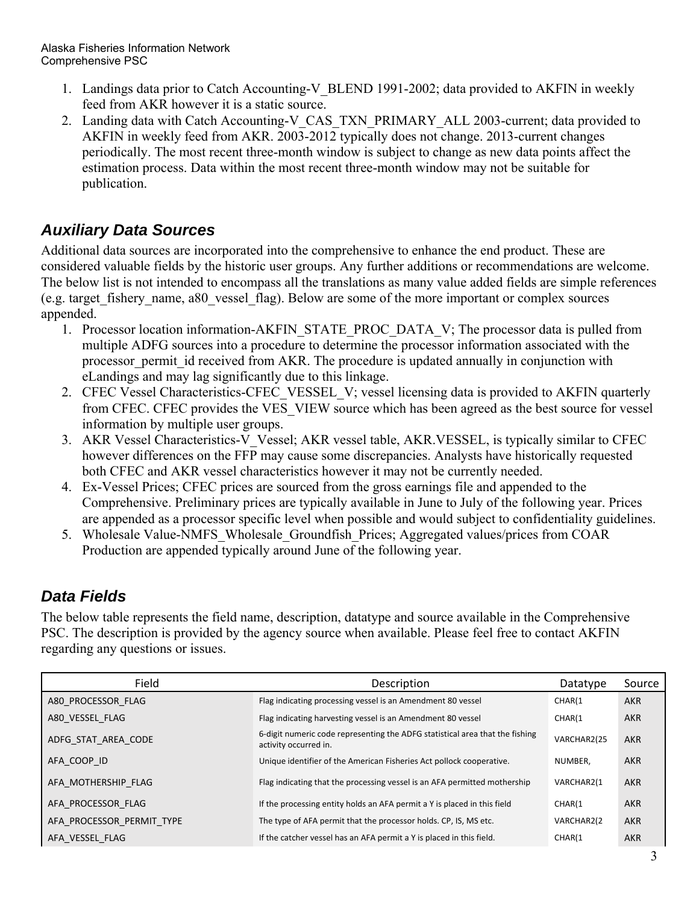1. Landings data prior to Catch Accounting-V_BLEND 1991-2002; data provided to AKFIN in weekly feed from AKR however it is a static source.
2. Landing data with Catch Accounting-V_CAS_TXN_PRIMARY_ALL 2003-current; data provided to AKFIN in weekly feed from AKR. 2003-2012 typically does not change. 2013-current changes periodically. The most recent three-month window is subject to change as new data points affect the estimation process. Data within the most recent three-month window may not be suitable for publication.

## Auxiliary Data Sources

Additional data sources are incorporated into the comprehensive to enhance the end product. These are considered valuable fields by the historic user groups. Any further additions or recommendations are welcome. The below list is not intended to encompass all the translations as many value added fields are simple references (e.g. target_fishery_name, a80_vessel_flag). Below are some of the more important or complex sources appended.

1. Processor location information-AKFIN_STATE_PROC_DATA_V; The processor data is pulled from multiple ADFG sources into a procedure to determine the processor information associated with the processor_permit_id received from AKR. The procedure is updated annually in conjunction with eLandings and may lag significantly due to this linkage.
2. CFEC Vessel Characteristics-CFEC_VESSEL_V; vessel licensing data is provided to AKFIN quarterly from CFEC. CFEC provides the VES_VIEW source which has been agreed as the best source for vessel information by multiple user groups.
3. AKR Vessel Characteristics-V_Vessel; AKR vessel table, AKR.VESSEL, is typically similar to CFEC however differences on the FFP may cause some discrepancies. Analysts have historically requested both CFEC and AKR vessel characteristics however it may not be currently needed.
4. Ex-Vessel Prices; CFEC prices are sourced from the gross earnings file and appended to the Comprehensive. Preliminary prices are typically available in June to July of the following year. Prices are appended as a processor specific level when possible and would subject to confidentiality guidelines.
5. Wholesale Value-NMFS_Wholesale_Groundfish_Prices; Aggregated values/prices from COAR Production are appended typically around June of the following year.

## Data Fields

The below table represents the field name, description, datatype and source available in the Comprehensive PSC. The description is provided by the agency source when available. Please feel free to contact AKFIN regarding any questions or issues.

| Field | Description | Datatype | Source |
|---|---|---|---|
| A80_PROCESSOR_FLAG | Flag indicating processing vessel is an Amendment 80 vessel | CHAR(1 | AKR |
| A80_VESSEL_FLAG | Flag indicating harvesting vessel is an Amendment 80 vessel | CHAR(1 | AKR |
| ADFG_STAT_AREA_CODE | 6-digit numeric code representing the ADFG statistical area that the fishing activity occurred in. | VARCHAR2(25 | AKR |
| AFA_COOP_ID | Unique identifier of the American Fisheries Act pollock cooperative. | NUMBER, | AKR |
| AFA_MOTHERSHIP_FLAG | Flag indicating that the processing vessel is an AFA permitted mothership | VARCHAR2(1 | AKR |
| AFA_PROCESSOR_FLAG | If the processing entity holds an AFA permit a Y is placed in this field | CHAR(1 | AKR |
| AFA_PROCESSOR_PERMIT_TYPE | The type of AFA permit that the processor holds. CP, IS, MS etc. | VARCHAR2(2 | AKR |
| AFA_VESSEL_FLAG | If the catcher vessel has an AFA permit a Y is placed in this field. | CHAR(1 | AKR |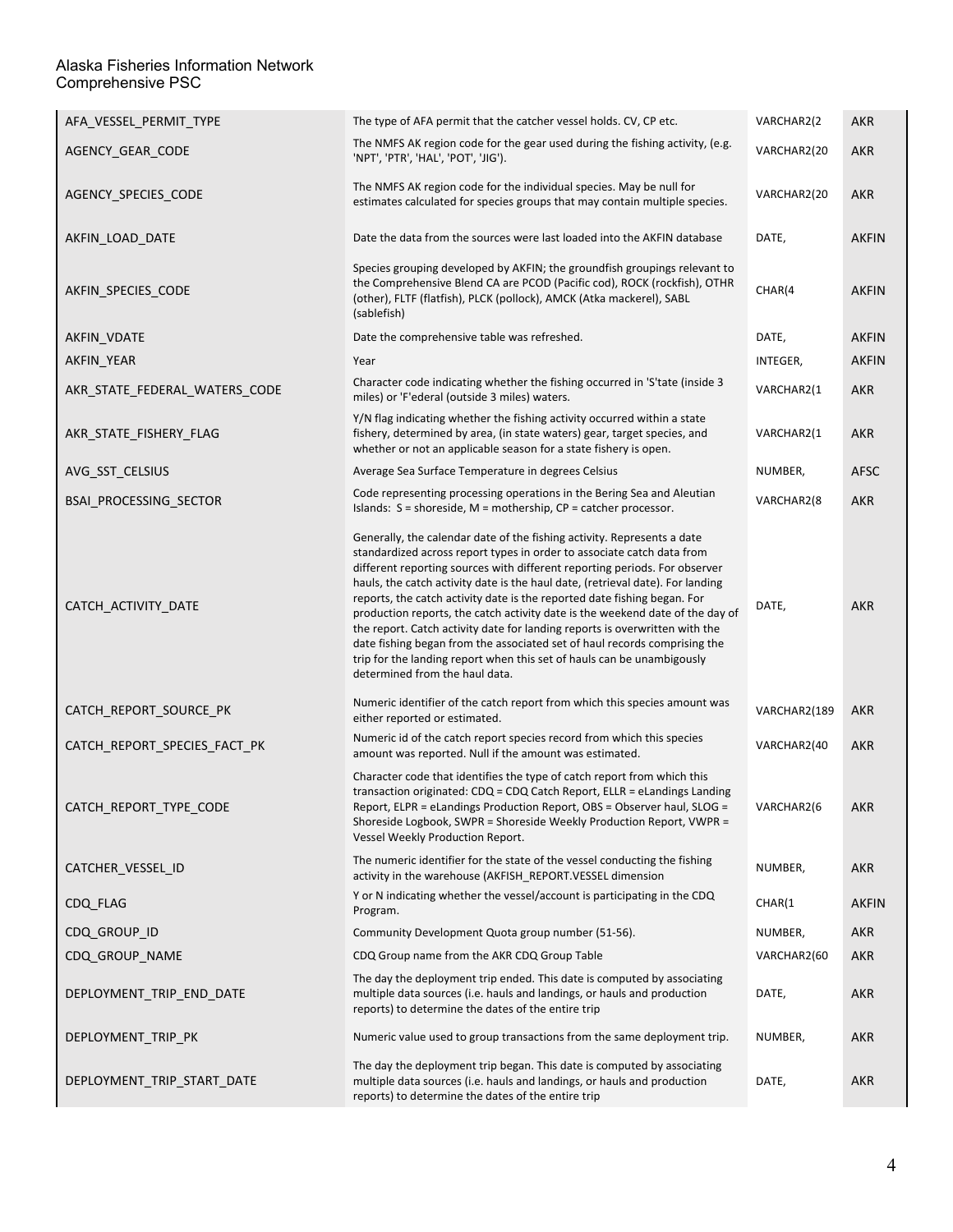| | | | |
|---|---|---|---|
| AFA_VESSEL_PERMIT_TYPE | The type of AFA permit that the catcher vessel holds. CV, CP etc. | VARCHAR2(2 | AKR |
| AGENCY_GEAR_CODE | The NMFS AK region code for the gear used during the fishing activity, (e.g. 'NPT', 'PTR', 'HAL', 'POT', 'JIG'). | VARCHAR2(20 | AKR |
| AGENCY_SPECIES_CODE | The NMFS AK region code for the individual species. May be null for estimates calculated for species groups that may contain multiple species. | VARCHAR2(20 | AKR |
| AKFIN_LOAD_DATE | Date the data from the sources were last loaded into the AKFIN database | DATE, | AKFIN |
| AKFIN_SPECIES_CODE | Species grouping developed by AKFIN; the groundfish groupings relevant to the Comprehensive Blend CA are PCOD (Pacific cod), ROCK (rockfish), OTHR (other), FLTF (flatfish), PLCK (pollock), AMCK (Atka mackerel), SABL (sablefish) | CHAR(4 | AKFIN |
| AKFIN_VDATE | Date the comprehensive table was refreshed. | DATE, | AKFIN |
| AKFIN_YEAR | Year | INTEGER, | AKFIN |
| AKR_STATE_FEDERAL_WATERS_CODE | Character code indicating whether the fishing occurred in 'S'tate (inside 3 miles) or 'F'ederal (outside 3 miles) waters. | VARCHAR2(1 | AKR |
| AKR_STATE_FISHERY_FLAG | Y/N flag indicating whether the fishing activity occurred within a state fishery, determined by area, (in state waters) gear, target species, and whether or not an applicable season for a state fishery is open. | VARCHAR2(1 | AKR |
| AVG_SST_CELSIUS | Average Sea Surface Temperature in degrees Celsius | NUMBER, | AFSC |
| BSAI_PROCESSING_SECTOR | Code representing processing operations in the Bering Sea and Aleutian Islands: S = shoreside, M = mothership, CP = catcher processor. | VARCHAR2(8 | AKR |
| CATCH_ACTIVITY_DATE | Generally, the calendar date of the fishing activity. Represents a date standardized across report types in order to associate catch data from different reporting sources with different reporting periods. For observer hauls, the catch activity date is the haul date, (retrieval date). For landing reports, the catch activity date is the reported date fishing began. For production reports, the catch activity date is the weekend date of the day of the report. Catch activity date for landing reports is overwritten with the date fishing began from the associated set of haul records comprising the trip for the landing report when this set of hauls can be unambiguously determined from the haul data. | DATE, | AKR |
| CATCH_REPORT_SOURCE_PK | Numeric identifier of the catch report from which this species amount was either reported or estimated. | VARCHAR2(189 | AKR |
| CATCH_REPORT_SPECIES_FACT_PK | Numeric id of the catch report species record from which this species amount was reported. Null if the amount was estimated. | VARCHAR2(40 | AKR |
| CATCH_REPORT_TYPE_CODE | Character code that identifies the type of catch report from which this transaction originated: CDQ = CDQ Catch Report, ELLR = eLandings Landing Report, ELPR = eLandings Production Report, OBS = Observer haul, SLOG = Shoreside Logbook, SWPR = Shoreside Weekly Production Report, VWPR = Vessel Weekly Production Report. | VARCHAR2(6 | AKR |
| CATCHER_VESSEL_ID | The numeric identifier for the state of the vessel conducting the fishing activity in the warehouse (AKFISH_REPORT.VESSEL dimension | NUMBER, | AKR |
| CDQ_FLAG | Y or N indicating whether the vessel/account is participating in the CDQ Program. | CHAR(1 | AKFIN |
| CDQ_GROUP_ID | Community Development Quota group number (51-56). | NUMBER, | AKR |
| CDQ_GROUP_NAME | CDQ Group name from the AKR CDQ Group Table | VARCHAR2(60 | AKR |
| DEPLOYMENT_TRIP_END_DATE | The day the deployment trip ended. This date is computed by associating multiple data sources (i.e. hauls and landings, or hauls and production reports) to determine the dates of the entire trip | DATE, | AKR |
| DEPLOYMENT_TRIP_PK | Numeric value used to group transactions from the same deployment trip. | NUMBER, | AKR |
| DEPLOYMENT_TRIP_START_DATE | The day the deployment trip began. This date is computed by associating multiple data sources (i.e. hauls and landings, or hauls and production reports) to determine the dates of the entire trip | DATE, | AKR |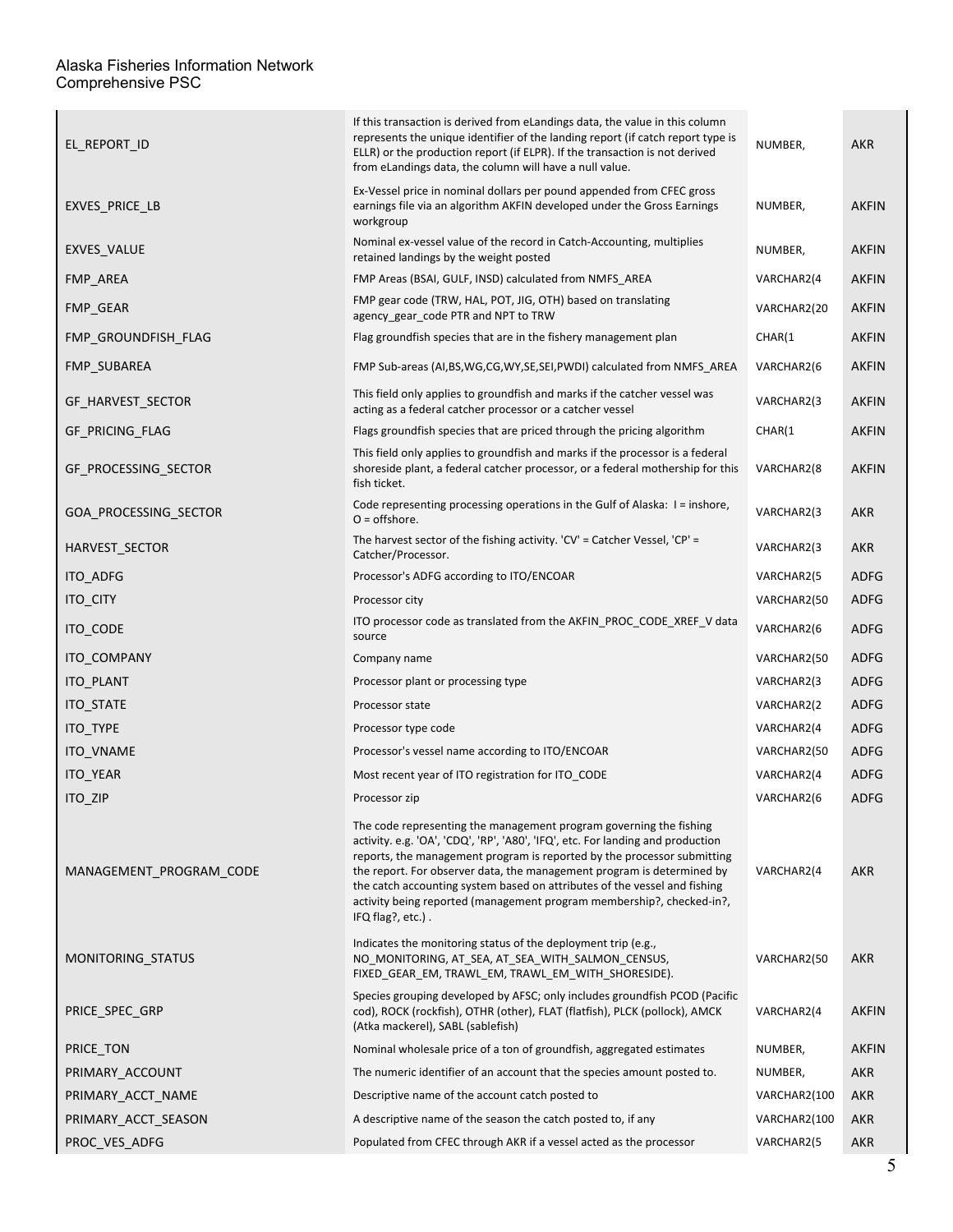| | | | |
|---|---|---|---|
| EL_REPORT_ID | If this transaction is derived from eLandings data, the value in this column represents the unique identifier of the landing report (if catch report type is ELLR) or the production report (if ELPR). If the transaction is not derived from eLandings data, the column will have a null value. | NUMBER, | AKR |
| EXVES_PRICE_LB | Ex-Vessel price in nominal dollars per pound appended from CFEC gross earnings file via an algorithm AKFIN developed under the Gross Earnings workgroup | NUMBER, | AKFIN |
| EXVES_VALUE | Nominal ex-vessel value of the record in Catch-Accounting, multiplies retained landings by the weight posted | NUMBER, | AKFIN |
| FMP_AREA | FMP Areas (BSAI, GULF, INSD) calculated from NMFS_AREA | VARCHAR2(4 | AKFIN |
| FMP_GEAR | FMP gear code (TRW, HAL, POT, JIG, OTH) based on translating agency_gear_code PTR and NPT to TRW | VARCHAR2(20 | AKFIN |
| FMP_GROUNDFISH_FLAG | Flag groundfish species that are in the fishery management plan | CHAR(1 | AKFIN |
| FMP_SUBAREA | FMP Sub-areas (AI,BS,WG,CG,WY,SE,SEI,PWDI) calculated from NMFS_AREA | VARCHAR2(6 | AKFIN |
| GF_HARVEST_SECTOR | This field only applies to groundfish and marks if the catcher vessel was acting as a federal catcher processor or a catcher vessel | VARCHAR2(3 | AKFIN |
| GF_PRICING_FLAG | Flags groundfish species that are priced through the pricing algorithm | CHAR(1 | AKFIN |
| GF_PROCESSING_SECTOR | This field only applies to groundfish and marks if the processor is a federal shoreside plant, a federal catcher processor, or a federal mothership for this fish ticket. | VARCHAR2(8 | AKFIN |
| GOA_PROCESSING_SECTOR | Code representing processing operations in the Gulf of Alaska: I = inshore, O = offshore. | VARCHAR2(3 | AKR |
| HARVEST_SECTOR | The harvest sector of the fishing activity. 'CV' = Catcher Vessel, 'CP' = Catcher/Processor. | VARCHAR2(3 | AKR |
| ITO_ADFG | Processor's ADFG according to ITO/ENCOAR | VARCHAR2(5 | ADFG |
| ITO_CITY | Processor city | VARCHAR2(50 | ADFG |
| ITO_CODE | ITO processor code as translated from the AKFIN_PROC_CODE_XREF_V data source | VARCHAR2(6 | ADFG |
| ITO_COMPANY | Company name | VARCHAR2(50 | ADFG |
| ITO_PLANT | Processor plant or processing type | VARCHAR2(3 | ADFG |
| ITO_STATE | Processor state | VARCHAR2(2 | ADFG |
| ITO_TYPE | Processor type code | VARCHAR2(4 | ADFG |
| ITO_VNAME | Processor's vessel name according to ITO/ENCOAR | VARCHAR2(50 | ADFG |
| ITO_YEAR | Most recent year of ITO registration for ITO_CODE | VARCHAR2(4 | ADFG |
| ITO_ZIP | Processor zip | VARCHAR2(6 | ADFG |
| MANAGEMENT_PROGRAM_CODE | The code representing the management program governing the fishing activity. e.g. 'OA', 'CDQ', 'RP', 'A80', 'IFQ', etc. For landing and production reports, the management program is reported by the processor submitting the report. For observer data, the management program is determined by the catch accounting system based on attributes of the vessel and fishing activity being reported (management program membership?, checked-in?, IFQ flag?, etc.) . | VARCHAR2(4 | AKR |
| MONITORING_STATUS | Indicates the monitoring status of the deployment trip (e.g., NO_MONITORING, AT_SEA, AT_SEA_WITH_SALMON_CENSUS, FIXED_GEAR_EM, TRAWL_EM, TRAWL_EM_WITH_SHORESIDE). | VARCHAR2(50 | AKR |
| PRICE_SPEC_GRP | Species grouping developed by AFSC; only includes groundfish PCOD (Pacific cod), ROCK (rockfish), OTHR (other), FLAT (flatfish), PLCK (pollock), AMCK (Atka mackerel), SABL (sablefish) | VARCHAR2(4 | AKFIN |
| PRICE_TON | Nominal wholesale price of a ton of groundfish, aggregated estimates | NUMBER, | AKFIN |
| PRIMARY_ACCOUNT | The numeric identifier of an account that the species amount posted to. | NUMBER, | AKR |
| PRIMARY_ACCT_NAME | Descriptive name of the account catch posted to | VARCHAR2(100 | AKR |
| PRIMARY_ACCT_SEASON | A descriptive name of the season the catch posted to, if any | VARCHAR2(100 | AKR |
| PROC_VES_ADFG | Populated from CFEC through AKR if a vessel acted as the processor | VARCHAR2(5 | AKR |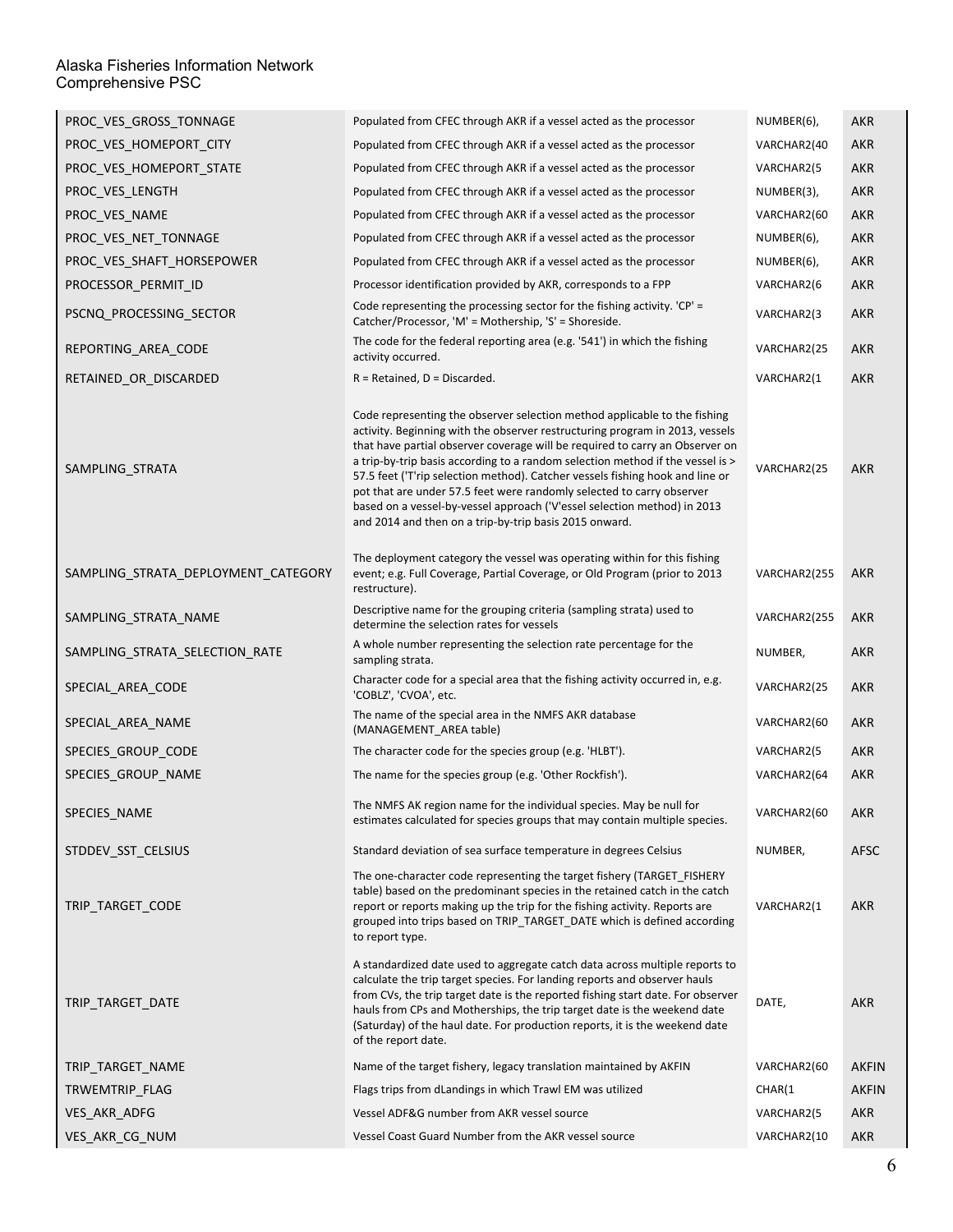| | | | |
|---|---|---|---|
| PROC_VES_GROSS_TONNAGE | Populated from CFEC through AKR if a vessel acted as the processor | NUMBER(6), | AKR |
| PROC_VES_HOMEPORT_CITY | Populated from CFEC through AKR if a vessel acted as the processor | VARCHAR2(40 | AKR |
| PROC_VES_HOMEPORT_STATE | Populated from CFEC through AKR if a vessel acted as the processor | VARCHAR2(5 | AKR |
| PROC_VES_LENGTH | Populated from CFEC through AKR if a vessel acted as the processor | NUMBER(3), | AKR |
| PROC_VES_NAME | Populated from CFEC through AKR if a vessel acted as the processor | VARCHAR2(60 | AKR |
| PROC_VES_NET_TONNAGE | Populated from CFEC through AKR if a vessel acted as the processor | NUMBER(6), | AKR |
| PROC_VES_SHAFT_HORSEPOWER | Populated from CFEC through AKR if a vessel acted as the processor | NUMBER(6), | AKR |
| PROCESSOR_PERMIT_ID | Processor identification provided by AKR, corresponds to a FPP | VARCHAR2(6 | AKR |
| PSCNQ_PROCESSING_SECTOR | Code representing the processing sector for the fishing activity. 'CP' = Catcher/Processor, 'M' = Mothership, 'S' = Shoreside. | VARCHAR2(3 | AKR |
| REPORTING_AREA_CODE | The code for the federal reporting area (e.g. '541') in which the fishing activity occurred. | VARCHAR2(25 | AKR |
| RETAINED_OR_DISCARDED | R = Retained, D = Discarded. | VARCHAR2(1 | AKR |
| SAMPLING_STRATA | Code representing the observer selection method applicable to the fishing activity. Beginning with the observer restructuring program in 2013, vessels that have partial observer coverage will be required to carry an Observer on a trip-by-trip basis according to a random selection method if the vessel is > 57.5 feet ('T'rip selection method). Catcher vessels fishing hook and line or pot that are under 57.5 feet were randomly selected to carry observer based on a vessel-by-vessel approach ('V'essel selection method) in 2013 and 2014 and then on a trip-by-trip basis 2015 onward. | VARCHAR2(25 | AKR |
| SAMPLING_STRATA_DEPLOYMENT_CATEGORY | The deployment category the vessel was operating within for this fishing event; e.g. Full Coverage, Partial Coverage, or Old Program (prior to 2013 restructure). | VARCHAR2(255 | AKR |
| SAMPLING_STRATA_NAME | Descriptive name for the grouping criteria (sampling strata) used to determine the selection rates for vessels | VARCHAR2(255 | AKR |
| SAMPLING_STRATA_SELECTION_RATE | A whole number representing the selection rate percentage for the sampling strata. | NUMBER, | AKR |
| SPECIAL_AREA_CODE | Character code for a special area that the fishing activity occurred in, e.g. 'COBLZ', 'CVOA', etc. | VARCHAR2(25 | AKR |
| SPECIAL_AREA_NAME | The name of the special area in the NMFS AKR database (MANAGEMENT_AREA table) | VARCHAR2(60 | AKR |
| SPECIES_GROUP_CODE | The character code for the species group (e.g. 'HLBT'). | VARCHAR2(5 | AKR |
| SPECIES_GROUP_NAME | The name for the species group (e.g. 'Other Rockfish'). | VARCHAR2(64 | AKR |
| SPECIES_NAME | The NMFS AK region name for the individual species. May be null for estimates calculated for species groups that may contain multiple species. | VARCHAR2(60 | AKR |
| STDDEV_SST_CELSIUS | Standard deviation of sea surface temperature in degrees Celsius | NUMBER, | AFSC |
| TRIP_TARGET_CODE | The one-character code representing the target fishery (TARGET_FISHERY table) based on the predominant species in the retained catch in the catch report or reports making up the trip for the fishing activity. Reports are grouped into trips based on TRIP_TARGET_DATE which is defined according to report type. | VARCHAR2(1 | AKR |
| TRIP_TARGET_DATE | A standardized date used to aggregate catch data across multiple reports to calculate the trip target species. For landing reports and observer hauls from CVs, the trip target date is the reported fishing start date. For observer hauls from CPs and Motherships, the trip target date is the weekend date (Saturday) of the haul date. For production reports, it is the weekend date of the report date. | DATE, | AKR |
| TRIP_TARGET_NAME | Name of the target fishery, legacy translation maintained by AKFIN | VARCHAR2(60 | AKFIN |
| TRWEMTRIP_FLAG | Flags trips from dLandings in which Trawl EM was utilized | CHAR(1 | AKFIN |
| VES_AKR_ADFG | Vessel ADF&G number from AKR vessel source | VARCHAR2(5 | AKR |
| VES_AKR_CG_NUM | Vessel Coast Guard Number from the AKR vessel source | VARCHAR2(10 | AKR |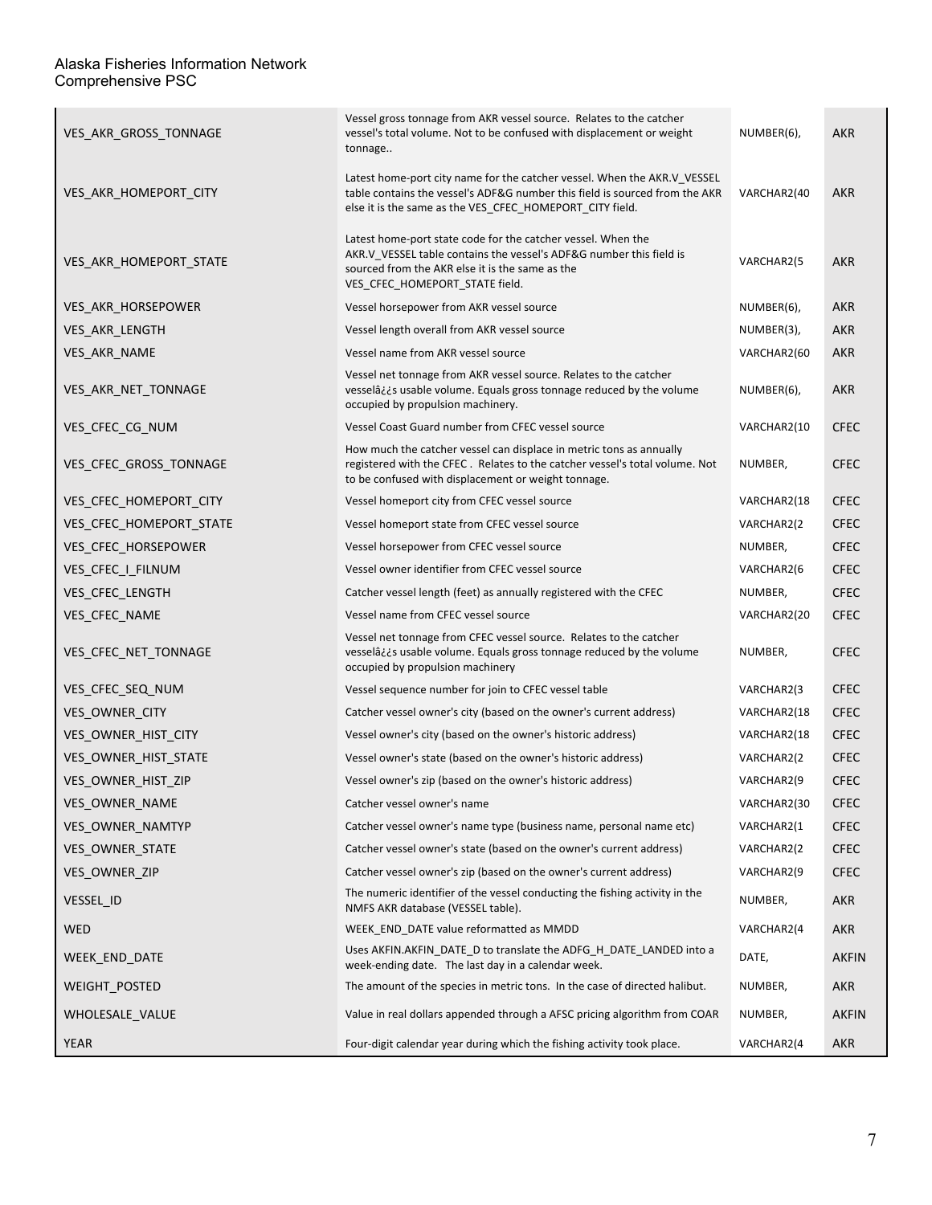| | | | |
|---|---|---|---|
| VES_AKR_GROSS_TONNAGE | Vessel gross tonnage from AKR vessel source. Relates to the catcher vessel's total volume. Not to be confused with displacement or weight tonnage.. | NUMBER(6), | AKR |
| VES_AKR_HOMEPORT_CITY | Latest home-port city name for the catcher vessel. When the AKR.V_VESSEL table contains the vessel's ADF&G number this field is sourced from the AKR else it is the same as the VES_CFEC_HOMEPORT_CITY field. | VARCHAR2(40 | AKR |
| VES_AKR_HOMEPORT_STATE | Latest home-port state code for the catcher vessel. When the AKR.V_VESSEL table contains the vessel's ADF&G number this field is sourced from the AKR else it is the same as the VES_CFEC_HOMEPORT_STATE field. | VARCHAR2(5 | AKR |
| VES_AKR_HORSEPOWER | Vessel horsepower from AKR vessel source | NUMBER(6), | AKR |
| VES_AKR_LENGTH | Vessel length overall from AKR vessel source | NUMBER(3), | AKR |
| VES_AKR_NAME | Vessel name from AKR vessel source | VARCHAR2(60 | AKR |
| VES_AKR_NET_TONNAGE | Vessel net tonnage from AKR vessel source. Relates to the catcher vesselâ¿¿s usable volume. Equals gross tonnage reduced by the volume occupied by propulsion machinery. | NUMBER(6), | AKR |
| VES_CFEC_CG_NUM | Vessel Coast Guard number from CFEC vessel source | VARCHAR2(10 | CFEC |
| VES_CFEC_GROSS_TONNAGE | How much the catcher vessel can displace in metric tons as annually registered with the CFEC . Relates to the catcher vessel's total volume. Not to be confused with displacement or weight tonnage. | NUMBER, | CFEC |
| VES_CFEC_HOMEPORT_CITY | Vessel homeport city from CFEC vessel source | VARCHAR2(18 | CFEC |
| VES_CFEC_HOMEPORT_STATE | Vessel homeport state from CFEC vessel source | VARCHAR2(2 | CFEC |
| VES_CFEC_HORSEPOWER | Vessel horsepower from CFEC vessel source | NUMBER, | CFEC |
| VES_CFEC_I_FILNUM | Vessel owner identifier from CFEC vessel source | VARCHAR2(6 | CFEC |
| VES_CFEC_LENGTH | Catcher vessel length (feet) as annually registered with the CFEC | NUMBER, | CFEC |
| VES_CFEC_NAME | Vessel name from CFEC vessel source | VARCHAR2(20 | CFEC |
| VES_CFEC_NET_TONNAGE | Vessel net tonnage from CFEC vessel source. Relates to the catcher vesselâ¿¿s usable volume. Equals gross tonnage reduced by the volume occupied by propulsion machinery | NUMBER, | CFEC |
| VES_CFEC_SEQ_NUM | Vessel sequence number for join to CFEC vessel table | VARCHAR2(3 | CFEC |
| VES_OWNER_CITY | Catcher vessel owner's city (based on the owner's current address) | VARCHAR2(18 | CFEC |
| VES_OWNER_HIST_CITY | Vessel owner's city (based on the owner's historic address) | VARCHAR2(18 | CFEC |
| VES_OWNER_HIST_STATE | Vessel owner's state (based on the owner's historic address) | VARCHAR2(2 | CFEC |
| VES_OWNER_HIST_ZIP | Vessel owner's zip (based on the owner's historic address) | VARCHAR2(9 | CFEC |
| VES_OWNER_NAME | Catcher vessel owner's name | VARCHAR2(30 | CFEC |
| VES_OWNER_NAMTYP | Catcher vessel owner's name type (business name, personal name etc) | VARCHAR2(1 | CFEC |
| VES_OWNER_STATE | Catcher vessel owner's state (based on the owner's current address) | VARCHAR2(2 | CFEC |
| VES_OWNER_ZIP | Catcher vessel owner's zip (based on the owner's current address) | VARCHAR2(9 | CFEC |
| VESSEL_ID | The numeric identifier of the vessel conducting the fishing activity in the NMFS AKR database (VESSEL table). | NUMBER, | AKR |
| WED | WEEK_END_DATE value reformatted as MMDD | VARCHAR2(4 | AKR |
| WEEK_END_DATE | Uses AKFIN.AKFIN_DATE_D to translate the ADFG_H_DATE_LANDED into a week-ending date. The last day in a calendar week. | DATE, | AKFIN |
| WEIGHT_POSTED | The amount of the species in metric tons. In the case of directed halibut. | NUMBER, | AKR |
| WHOLESALE_VALUE | Value in real dollars appended through a AFSC pricing algorithm from COAR | NUMBER, | AKFIN |
| YEAR | Four-digit calendar year during which the fishing activity took place. | VARCHAR2(4 | AKR |